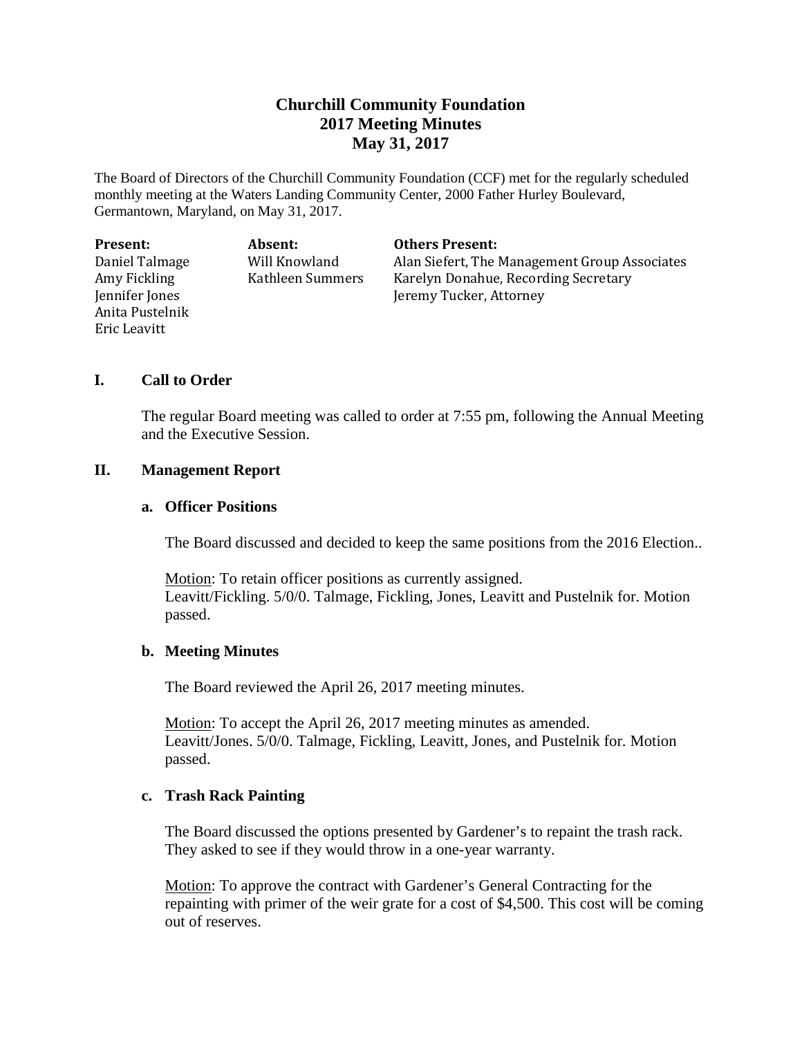# Churchill Community Foundation
## 2017 Meeting Minutes
## May 31, 2017

The Board of Directors of the Churchill Community Foundation (CCF) met for the regularly scheduled monthly meeting at the Waters Landing Community Center, 2000 Father Hurley Boulevard, Germantown, Maryland, on May 31, 2017.

| **Present:** | **Absent:** | **Others Present:** |
|---|---|---|
| Daniel Talmage | Will Knowland | Alan Siefert, The Management Group Associates |
| Amy Fickling | Kathleen Summers | Karelyn Donahue, Recording Secretary |
| Jennifer Jones | | Jeremy Tucker, Attorney |
| Anita Pustelnik | | |
| Eric Leavitt | | |

### I. Call to Order

The regular Board meeting was called to order at 7:55 pm, following the Annual Meeting and the Executive Session.

### II. Management Report

#### a. Officer Positions

The Board discussed and decided to keep the same positions from the 2016 Election..

Motion: To retain officer positions as currently assigned.
Leavitt/Fickling. 5/0/0. Talmage, Fickling, Jones, Leavitt and Pustelnik for. Motion passed.

#### b. Meeting Minutes

The Board reviewed the April 26, 2017 meeting minutes.

Motion: To accept the April 26, 2017 meeting minutes as amended.
Leavitt/Jones. 5/0/0. Talmage, Fickling, Leavitt, Jones, and Pustelnik for. Motion passed.

#### c. Trash Rack Painting

The Board discussed the options presented by Gardener's to repaint the trash rack. They asked to see if they would throw in a one-year warranty.

Motion: To approve the contract with Gardener's General Contracting for the repainting with primer of the weir grate for a cost of $4,500. This cost will be coming out of reserves.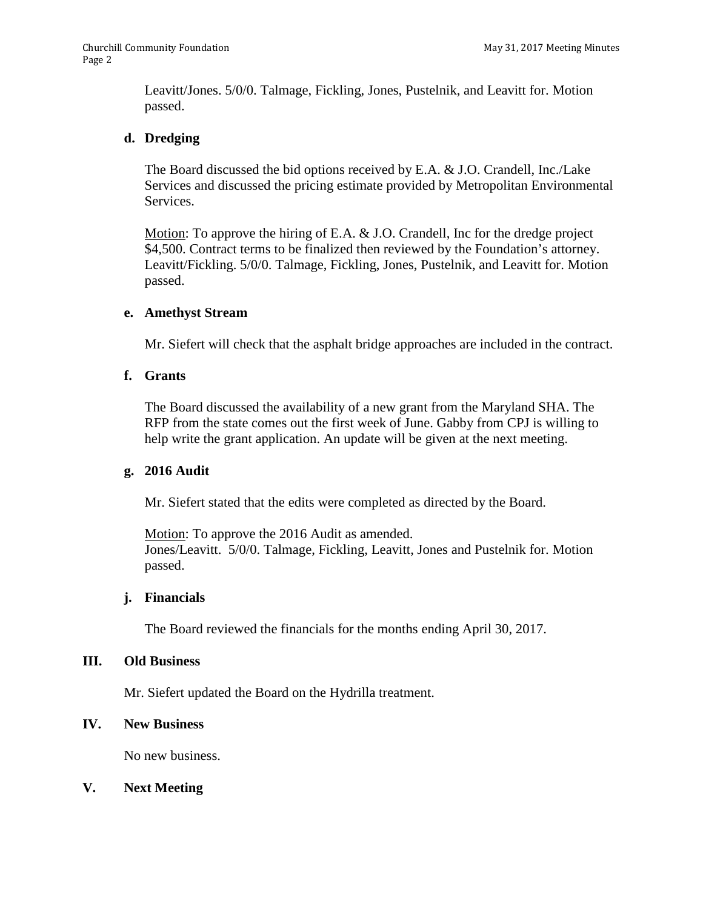Leavitt/Jones. 5/0/0. Talmage, Fickling, Jones, Pustelnik, and Leavitt for. Motion passed.

**d. Dredging**

The Board discussed the bid options received by E.A. & J.O. Crandell, Inc./Lake Services and discussed the pricing estimate provided by Metropolitan Environmental Services.

Motion: To approve the hiring of E.A. & J.O. Crandell, Inc for the dredge project $4,500. Contract terms to be finalized then reviewed by the Foundation's attorney. Leavitt/Fickling. 5/0/0. Talmage, Fickling, Jones, Pustelnik, and Leavitt for. Motion passed.

**e. Amethyst Stream**

Mr. Siefert will check that the asphalt bridge approaches are included in the contract.

**f. Grants**

The Board discussed the availability of a new grant from the Maryland SHA. The RFP from the state comes out the first week of June. Gabby from CPJ is willing to help write the grant application. An update will be given at the next meeting.

**g. 2016 Audit**

Mr. Siefert stated that the edits were completed as directed by the Board.

Motion: To approve the 2016 Audit as amended.
Jones/Leavitt. 5/0/0. Talmage, Fickling, Leavitt, Jones and Pustelnik for. Motion passed.

**j. Financials**

The Board reviewed the financials for the months ending April 30, 2017.

## III. Old Business

Mr. Siefert updated the Board on the Hydrilla treatment.

## IV. New Business

No new business.

## V. Next Meeting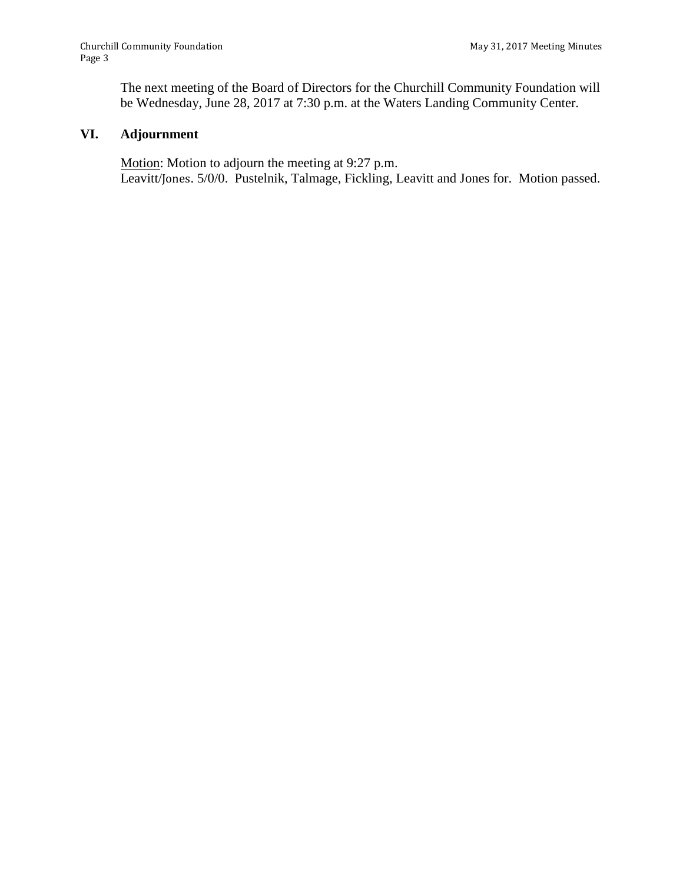The next meeting of the Board of Directors for the Churchill Community Foundation will be Wednesday, June 28, 2017 at 7:30 p.m. at the Waters Landing Community Center.

## VI. Adjournment

Motion: Motion to adjourn the meeting at 9:27 p.m.
Leavitt/Jones. 5/0/0. Pustelnik, Talmage, Fickling, Leavitt and Jones for. Motion passed.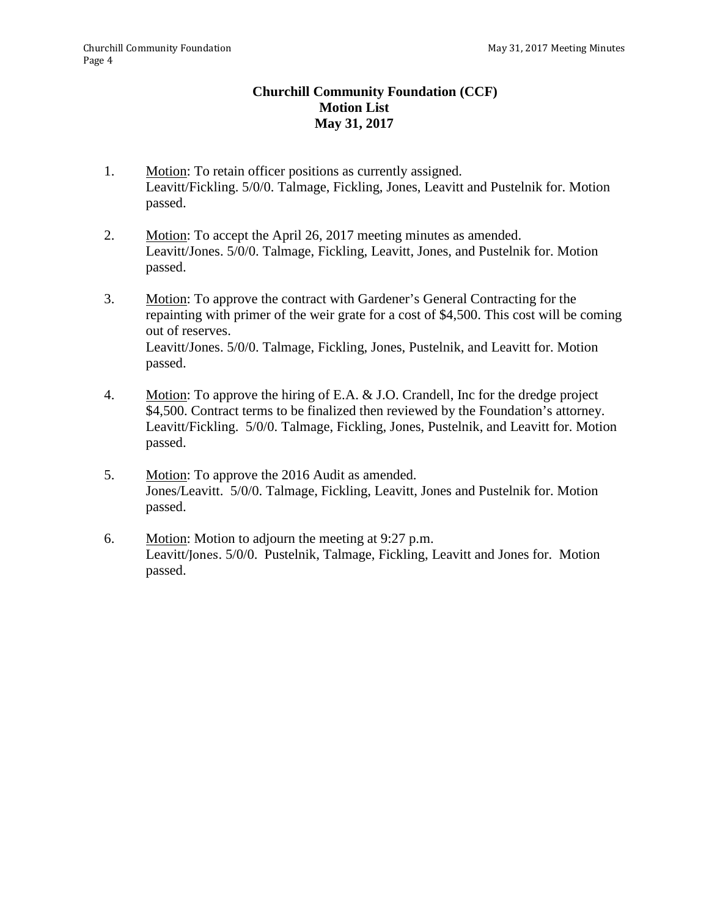# Churchill Community Foundation (CCF)
## Motion List
## May 31, 2017

1. Motion: To retain officer positions as currently assigned.
   Leavitt/Fickling. 5/0/0. Talmage, Fickling, Jones, Leavitt and Pustelnik for. Motion passed.

2. Motion: To accept the April 26, 2017 meeting minutes as amended.
   Leavitt/Jones. 5/0/0. Talmage, Fickling, Leavitt, Jones, and Pustelnik for. Motion passed.

3. Motion: To approve the contract with Gardener's General Contracting for the repainting with primer of the weir grate for a cost of $4,500. This cost will be coming out of reserves.
   Leavitt/Jones. 5/0/0. Talmage, Fickling, Jones, Pustelnik, and Leavitt for. Motion passed.

4. Motion: To approve the hiring of E.A. & J.O. Crandell, Inc for the dredge project $4,500. Contract terms to be finalized then reviewed by the Foundation's attorney.
   Leavitt/Fickling. 5/0/0. Talmage, Fickling, Jones, Pustelnik, and Leavitt for. Motion passed.

5. Motion: To approve the 2016 Audit as amended.
   Jones/Leavitt. 5/0/0. Talmage, Fickling, Leavitt, Jones and Pustelnik for. Motion passed.

6. Motion: Motion to adjourn the meeting at 9:27 p.m.
   Leavitt/Jones. 5/0/0. Pustelnik, Talmage, Fickling, Leavitt and Jones for. Motion passed.